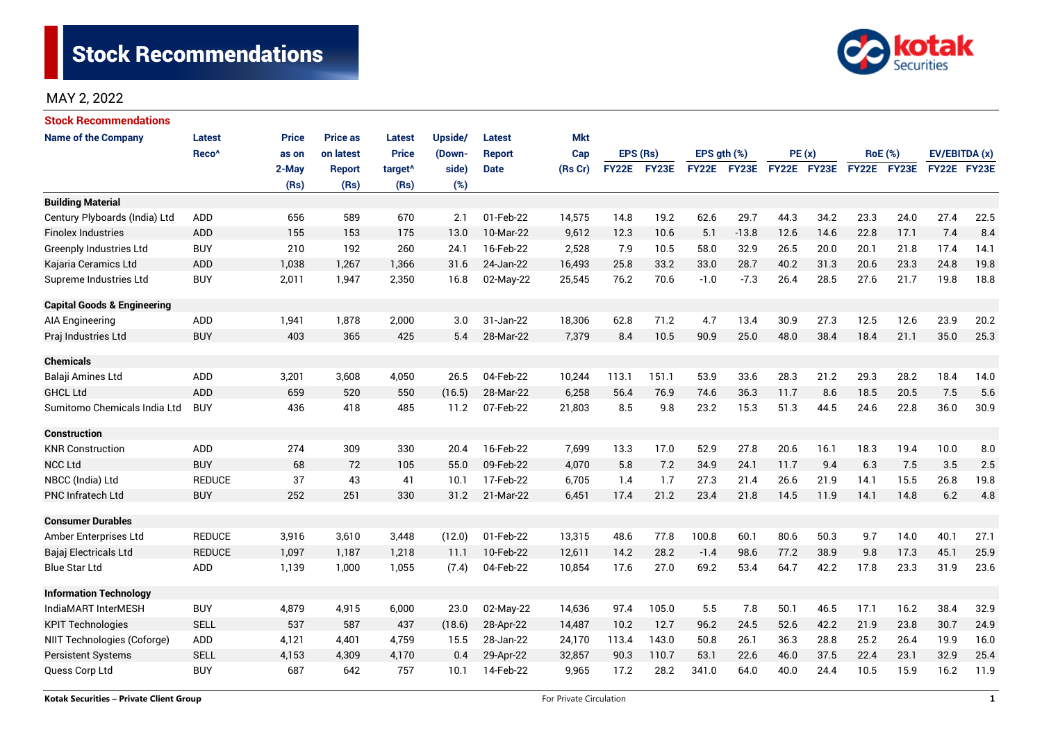# Stock Recommendations

MAY 2, 2022

## Stock Recommendations

| Name of the Company | Latest Reco^ | Price as on 2-May (Rs) | Price as on latest Report (Rs) | Latest Price target^ (Rs) | Upside/ (Down-side) (%) | Latest Report Date | Mkt Cap (Rs Cr) | EPS (Rs) | | EPS gth (%) | | PE (x) | | RoE (%) | | EV/EBITDA (x) | |
|---|---|---|---|---|---|---|---|---|---|---|---|---|---|---|---|---|---|
| | | | | | | | | FY22E | FY23E | FY22E | FY23E | FY22E | FY23E | FY22E | FY23E | FY22E | FY23E |
| **Building Material** | | | | | | | | | | | | | | | | | |
| Century Plyboards (India) Ltd | ADD | 656 | 589 | 670 | 2.1 | 01-Feb-22 | 14,575 | 14.8 | 19.2 | 62.6 | 29.7 | 44.3 | 34.2 | 23.3 | 24.0 | 27.4 | 22.5 |
| Finolex Industries | ADD | 155 | 153 | 175 | 13.0 | 10-Mar-22 | 9,612 | 12.3 | 10.6 | 5.1 | -13.8 | 12.6 | 14.6 | 22.8 | 17.1 | 7.4 | 8.4 |
| Greenply Industries Ltd | BUY | 210 | 192 | 260 | 24.1 | 16-Feb-22 | 2,528 | 7.9 | 10.5 | 58.0 | 32.9 | 26.5 | 20.0 | 20.1 | 21.8 | 17.4 | 14.1 |
| Kajaria Ceramics Ltd | ADD | 1,038 | 1,267 | 1,366 | 31.6 | 24-Jan-22 | 16,493 | 25.8 | 33.2 | 33.0 | 28.7 | 40.2 | 31.3 | 20.6 | 23.3 | 24.8 | 19.8 |
| Supreme Industries Ltd | BUY | 2,011 | 1,947 | 2,350 | 16.8 | 02-May-22 | 25,545 | 76.2 | 70.6 | -1.0 | -7.3 | 26.4 | 28.5 | 27.6 | 21.7 | 19.8 | 18.8 |
| **Capital Goods & Engineering** | | | | | | | | | | | | | | | | | |
| AIA Engineering | ADD | 1,941 | 1,878 | 2,000 | 3.0 | 31-Jan-22 | 18,306 | 62.8 | 71.2 | 4.7 | 13.4 | 30.9 | 27.3 | 12.5 | 12.6 | 23.9 | 20.2 |
| Praj Industries Ltd | BUY | 403 | 365 | 425 | 5.4 | 28-Mar-22 | 7,379 | 8.4 | 10.5 | 90.9 | 25.0 | 48.0 | 38.4 | 18.4 | 21.1 | 35.0 | 25.3 |
| **Chemicals** | | | | | | | | | | | | | | | | | |
| Balaji Amines Ltd | ADD | 3,201 | 3,608 | 4,050 | 26.5 | 04-Feb-22 | 10,244 | 113.1 | 151.1 | 53.9 | 33.6 | 28.3 | 21.2 | 29.3 | 28.2 | 18.4 | 14.0 |
| GHCL Ltd | ADD | 659 | 520 | 550 | (16.5) | 28-Mar-22 | 6,258 | 56.4 | 76.9 | 74.6 | 36.3 | 11.7 | 8.6 | 18.5 | 20.5 | 7.5 | 5.6 |
| Sumitomo Chemicals India Ltd | BUY | 436 | 418 | 485 | 11.2 | 07-Feb-22 | 21,803 | 8.5 | 9.8 | 23.2 | 15.3 | 51.3 | 44.5 | 24.6 | 22.8 | 36.0 | 30.9 |
| **Construction** | | | | | | | | | | | | | | | | | |
| KNR Construction | ADD | 274 | 309 | 330 | 20.4 | 16-Feb-22 | 7,699 | 13.3 | 17.0 | 52.9 | 27.8 | 20.6 | 16.1 | 18.3 | 19.4 | 10.0 | 8.0 |
| NCC Ltd | BUY | 68 | 72 | 105 | 55.0 | 09-Feb-22 | 4,070 | 5.8 | 7.2 | 34.9 | 24.1 | 11.7 | 9.4 | 6.3 | 7.5 | 3.5 | 2.5 |
| NBCC (India) Ltd | REDUCE | 37 | 43 | 41 | 10.1 | 17-Feb-22 | 6,705 | 1.4 | 1.7 | 27.3 | 21.4 | 26.6 | 21.9 | 14.1 | 15.5 | 26.8 | 19.8 |
| PNC Infratech Ltd | BUY | 252 | 251 | 330 | 31.2 | 21-Mar-22 | 6,451 | 17.4 | 21.2 | 23.4 | 21.8 | 14.5 | 11.9 | 14.1 | 14.8 | 6.2 | 4.8 |
| **Consumer Durables** | | | | | | | | | | | | | | | | | |
| Amber Enterprises Ltd | REDUCE | 3,916 | 3,610 | 3,448 | (12.0) | 01-Feb-22 | 13,315 | 48.6 | 77.8 | 100.8 | 60.1 | 80.6 | 50.3 | 9.7 | 14.0 | 40.1 | 27.1 |
| Bajaj Electricals Ltd | REDUCE | 1,097 | 1,187 | 1,218 | 11.1 | 10-Feb-22 | 12,611 | 14.2 | 28.2 | -1.4 | 98.6 | 77.2 | 38.9 | 9.8 | 17.3 | 45.1 | 25.9 |
| Blue Star Ltd | ADD | 1,139 | 1,000 | 1,055 | (7.4) | 04-Feb-22 | 10,854 | 17.6 | 27.0 | 69.2 | 53.4 | 64.7 | 42.2 | 17.8 | 23.3 | 31.9 | 23.6 |
| **Information Technology** | | | | | | | | | | | | | | | | | |
| IndiaMART InterMESH | BUY | 4,879 | 4,915 | 6,000 | 23.0 | 02-May-22 | 14,636 | 97.4 | 105.0 | 5.5 | 7.8 | 50.1 | 46.5 | 17.1 | 16.2 | 38.4 | 32.9 |
| KPIT Technologies | SELL | 537 | 587 | 437 | (18.6) | 28-Apr-22 | 14,487 | 10.2 | 12.7 | 96.2 | 24.5 | 52.6 | 42.2 | 21.9 | 23.8 | 30.7 | 24.9 |
| NIIT Technologies (Coforge) | ADD | 4,121 | 4,401 | 4,759 | 15.5 | 28-Jan-22 | 24,170 | 113.4 | 143.0 | 50.8 | 26.1 | 36.3 | 28.8 | 25.2 | 26.4 | 19.9 | 16.0 |
| Persistent Systems | SELL | 4,153 | 4,309 | 4,170 | 0.4 | 29-Apr-22 | 32,857 | 90.3 | 110.7 | 53.1 | 22.6 | 46.0 | 37.5 | 22.4 | 23.1 | 32.9 | 25.4 |
| Quess Corp Ltd | BUY | 687 | 642 | 757 | 10.1 | 14-Feb-22 | 9,965 | 17.2 | 28.2 | 341.0 | 64.0 | 40.0 | 24.4 | 10.5 | 15.9 | 16.2 | 11.9 |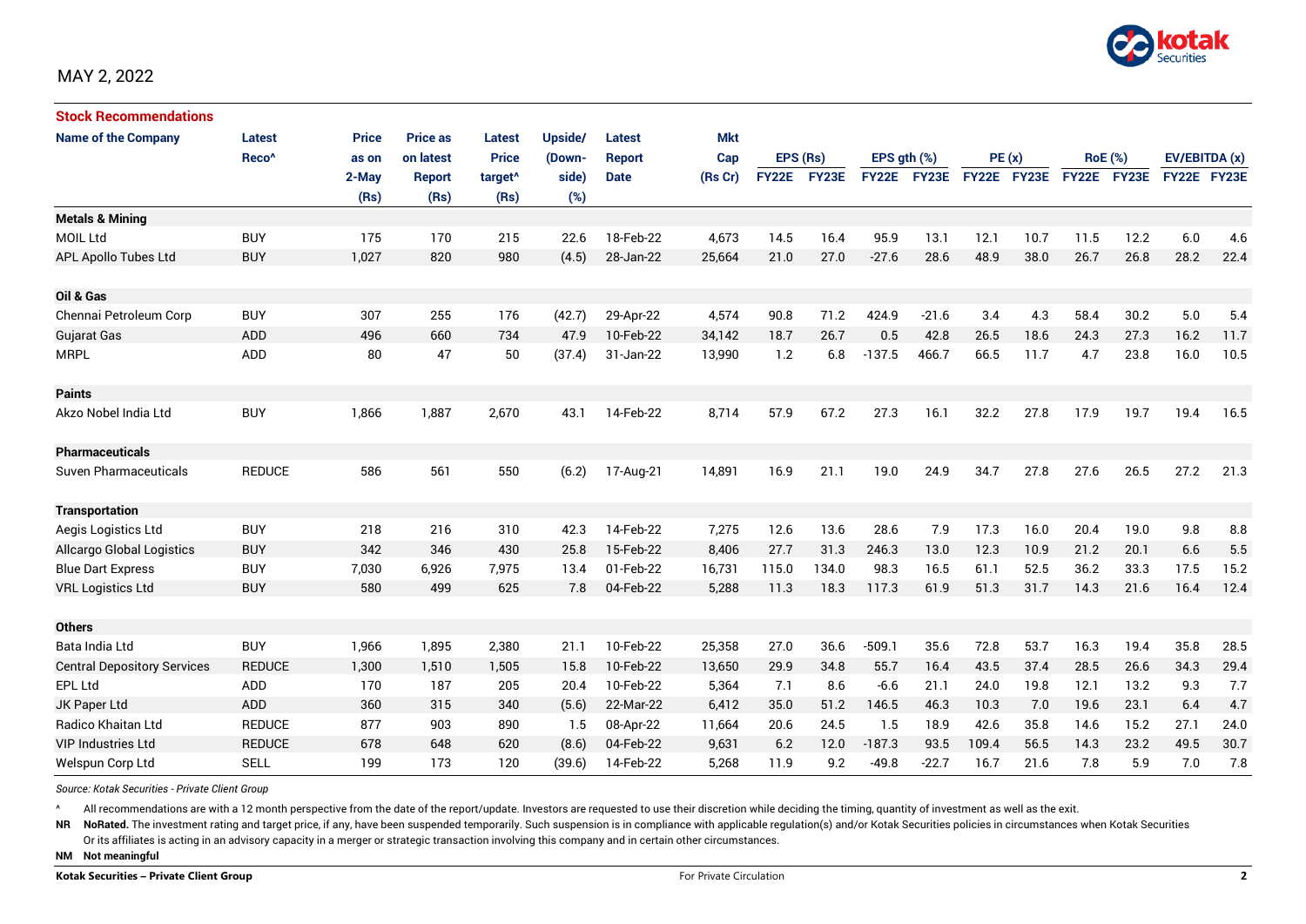MAY 2, 2022

## Stock Recommendations

| Name of the Company | Latest Reco^ | Price as on 2-May (Rs) | Price as on latest Report (Rs) | Latest Price target^ (Rs) | Upside/ (Down-side) (%) | Latest Report Date | Mkt Cap (Rs Cr) | EPS (Rs) FY22E | EPS (Rs) FY23E | EPS gth (%) FY22E | EPS gth (%) FY23E | PE (x) FY22E | PE (x) FY23E | RoE (%) FY22E | RoE (%) FY23E | EV/EBITDA (x) FY22E | EV/EBITDA (x) FY23E |
|---|---|---|---|---|---|---|---|---|---|---|---|---|---|---|---|---|---|
| **Metals & Mining** | | | | | | | | | | | | | | | | | |
| MOIL Ltd | BUY | 175 | 170 | 215 | 22.6 | 18-Feb-22 | 4,673 | 14.5 | 16.4 | 95.9 | 13.1 | 12.1 | 10.7 | 11.5 | 12.2 | 6.0 | 4.6 |
| APL Apollo Tubes Ltd | BUY | 1,027 | 820 | 980 | (4.5) | 28-Jan-22 | 25,664 | 21.0 | 27.0 | -27.6 | 28.6 | 48.9 | 38.0 | 26.7 | 26.8 | 28.2 | 22.4 |
| **Oil & Gas** | | | | | | | | | | | | | | | | | |
| Chennai Petroleum Corp | BUY | 307 | 255 | 176 | (42.7) | 29-Apr-22 | 4,574 | 90.8 | 71.2 | 424.9 | -21.6 | 3.4 | 4.3 | 58.4 | 30.2 | 5.0 | 5.4 |
| Gujarat Gas | ADD | 496 | 660 | 734 | 47.9 | 10-Feb-22 | 34,142 | 18.7 | 26.7 | 0.5 | 42.8 | 26.5 | 18.6 | 24.3 | 27.3 | 16.2 | 11.7 |
| MRPL | ADD | 80 | 47 | 50 | (37.4) | 31-Jan-22 | 13,990 | 1.2 | 6.8 | -137.5 | 466.7 | 66.5 | 11.7 | 4.7 | 23.8 | 16.0 | 10.5 |
| **Paints** | | | | | | | | | | | | | | | | | |
| Akzo Nobel India Ltd | BUY | 1,866 | 1,887 | 2,670 | 43.1 | 14-Feb-22 | 8,714 | 57.9 | 67.2 | 27.3 | 16.1 | 32.2 | 27.8 | 17.9 | 19.7 | 19.4 | 16.5 |
| **Pharmaceuticals** | | | | | | | | | | | | | | | | | |
| Suven Pharmaceuticals | REDUCE | 586 | 561 | 550 | (6.2) | 17-Aug-21 | 14,891 | 16.9 | 21.1 | 19.0 | 24.9 | 34.7 | 27.8 | 27.6 | 26.5 | 27.2 | 21.3 |
| **Transportation** | | | | | | | | | | | | | | | | | |
| Aegis Logistics Ltd | BUY | 218 | 216 | 310 | 42.3 | 14-Feb-22 | 7,275 | 12.6 | 13.6 | 28.6 | 7.9 | 17.3 | 16.0 | 20.4 | 19.0 | 9.8 | 8.8 |
| Allcargo Global Logistics | BUY | 342 | 346 | 430 | 25.8 | 15-Feb-22 | 8,406 | 27.7 | 31.3 | 246.3 | 13.0 | 12.3 | 10.9 | 21.2 | 20.1 | 6.6 | 5.5 |
| Blue Dart Express | BUY | 7,030 | 6,926 | 7,975 | 13.4 | 01-Feb-22 | 16,731 | 115.0 | 134.0 | 98.3 | 16.5 | 61.1 | 52.5 | 36.2 | 33.3 | 17.5 | 15.2 |
| VRL Logistics Ltd | BUY | 580 | 499 | 625 | 7.8 | 04-Feb-22 | 5,288 | 11.3 | 18.3 | 117.3 | 61.9 | 51.3 | 31.7 | 14.3 | 21.6 | 16.4 | 12.4 |
| **Others** | | | | | | | | | | | | | | | | | |
| Bata India Ltd | BUY | 1,966 | 1,895 | 2,380 | 21.1 | 10-Feb-22 | 25,358 | 27.0 | 36.6 | -509.1 | 35.6 | 72.8 | 53.7 | 16.3 | 19.4 | 35.8 | 28.5 |
| Central Depository Services | REDUCE | 1,300 | 1,510 | 1,505 | 15.8 | 10-Feb-22 | 13,650 | 29.9 | 34.8 | 55.7 | 16.4 | 43.5 | 37.4 | 28.5 | 26.6 | 34.3 | 29.4 |
| EPL Ltd | ADD | 170 | 187 | 205 | 20.4 | 10-Feb-22 | 5,364 | 7.1 | 8.6 | -6.6 | 21.1 | 24.0 | 19.8 | 12.1 | 13.2 | 9.3 | 7.7 |
| JK Paper Ltd | ADD | 360 | 315 | 340 | (5.6) | 22-Mar-22 | 6,412 | 35.0 | 51.2 | 146.5 | 46.3 | 10.3 | 7.0 | 19.6 | 23.1 | 6.4 | 4.7 |
| Radico Khaitan Ltd | REDUCE | 877 | 903 | 890 | 1.5 | 08-Apr-22 | 11,664 | 20.6 | 24.5 | 1.5 | 18.9 | 42.6 | 35.8 | 14.6 | 15.2 | 27.1 | 24.0 |
| VIP Industries Ltd | REDUCE | 678 | 648 | 620 | (8.6) | 04-Feb-22 | 9,631 | 6.2 | 12.0 | -187.3 | 93.5 | 109.4 | 56.5 | 14.3 | 23.2 | 49.5 | 30.7 |
| Welspun Corp Ltd | SELL | 199 | 173 | 120 | (39.6) | 14-Feb-22 | 5,268 | 11.9 | 9.2 | -49.8 | -22.7 | 16.7 | 21.6 | 7.8 | 5.9 | 7.0 | 7.8 |

*Source: Kotak Securities - Private Client Group*

^ All recommendations are with a 12 month perspective from the date of the report/update. Investors are requested to use their discretion while deciding the timing, quantity of investment as well as the exit.

**NR** **NoRated.** The investment rating and target price, if any, have been suspended temporarily. Such suspension is in compliance with applicable regulation(s) and/or Kotak Securities policies in circumstances when Kotak Securities Or its affiliates is acting in an advisory capacity in a merger or strategic transaction involving this company and in certain other circumstances.

**NM** **Not meaningful**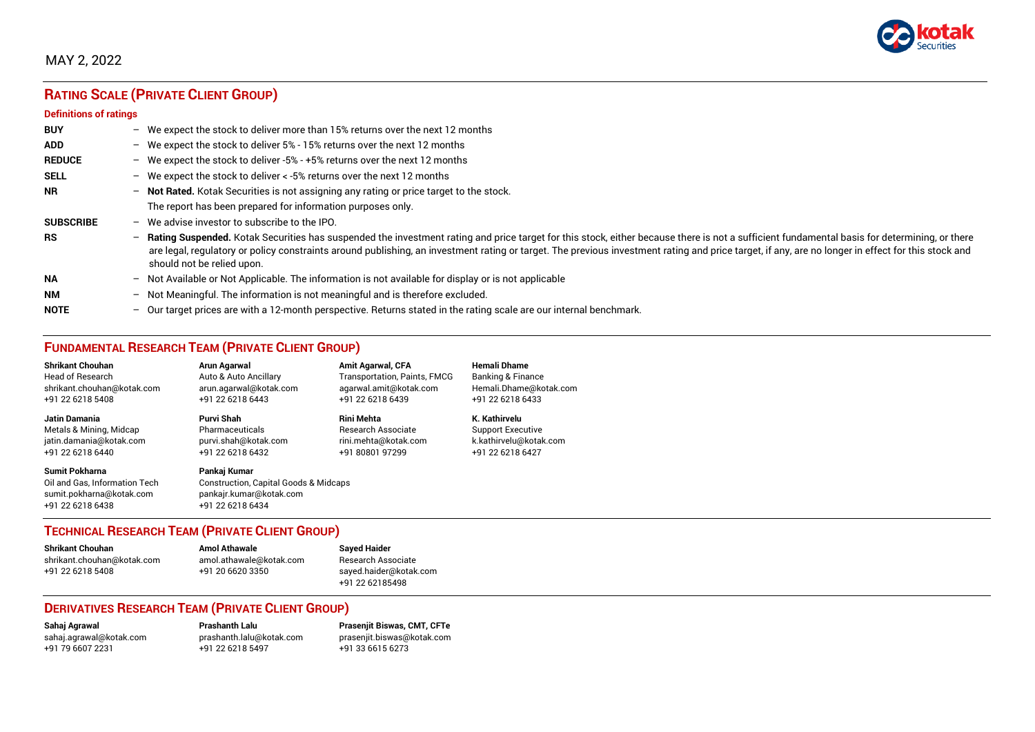MAY 2, 2022

## RATING SCALE (PRIVATE CLIENT GROUP)

### Definitions of ratings

| | | |
|---|---|---|
| **BUY** | – | We expect the stock to deliver more than 15% returns over the next 12 months |
| **ADD** | – | We expect the stock to deliver 5% - 15% returns over the next 12 months |
| **REDUCE** | – | We expect the stock to deliver -5% - +5% returns over the next 12 months |
| **SELL** | – | We expect the stock to deliver < -5% returns over the next 12 months |
| **NR** | – | **Not Rated.** Kotak Securities is not assigning any rating or price target to the stock. The report has been prepared for information purposes only. |
| **SUBSCRIBE** | – | We advise investor to subscribe to the IPO. |
| **RS** | – | **Rating Suspended.** Kotak Securities has suspended the investment rating and price target for this stock, either because there is not a sufficient fundamental basis for determining, or there are legal, regulatory or policy constraints around publishing, an investment rating or target. The previous investment rating and price target, if any, are no longer in effect for this stock and should not be relied upon. |
| **NA** | – | Not Available or Not Applicable. The information is not available for display or is not applicable |
| **NM** | – | Not Meaningful. The information is not meaningful and is therefore excluded. |
| **NOTE** | – | Our target prices are with a 12-month perspective. Returns stated in the rating scale are our internal benchmark. |

## FUNDAMENTAL RESEARCH TEAM (PRIVATE CLIENT GROUP)

**Shrikant Chouhan**
Head of Research
shrikant.chouhan@kotak.com
+91 22 6218 5408

**Arun Agarwal**
Auto & Auto Ancillary
arun.agarwal@kotak.com
+91 22 6218 6443

**Amit Agarwal, CFA**
Transportation, Paints, FMCG
agarwal.amit@kotak.com
+91 22 6218 6439

**Hemali Dhame**
Banking & Finance
Hemali.Dhame@kotak.com
+91 22 6218 6433

**Jatin Damania**
Metals & Mining, Midcap
jatin.damania@kotak.com
+91 22 6218 6440

**Purvi Shah**
Pharmaceuticals
purvi.shah@kotak.com
+91 22 6218 6432

**Rini Mehta**
Research Associate
rini.mehta@kotak.com
+91 80801 97299

**K. Kathirvelu**
Support Executive
k.kathirvelu@kotak.com
+91 22 6218 6427

**Sumit Pokharna**
Oil and Gas, Information Tech
sumit.pokharna@kotak.com
+91 22 6218 6438

**Pankaj Kumar**
Construction, Capital Goods & Midcaps
pankajr.kumar@kotak.com
+91 22 6218 6434

## TECHNICAL RESEARCH TEAM (PRIVATE CLIENT GROUP)

**Shrikant Chouhan**
shrikant.chouhan@kotak.com
+91 22 6218 5408

**Amol Athawale**
amol.athawale@kotak.com
+91 20 6620 3350

**Sayed Haider**
Research Associate
sayed.haider@kotak.com
+91 22 62185498

## DERIVATIVES RESEARCH TEAM (PRIVATE CLIENT GROUP)

**Sahaj Agrawal**
sahaj.agrawal@kotak.com
+91 79 6607 2231

**Prashanth Lalu**
prashanth.lalu@kotak.com
+91 22 6218 5497

**Prasenjit Biswas, CMT, CFTe**
prasenjit.biswas@kotak.com
+91 33 6615 6273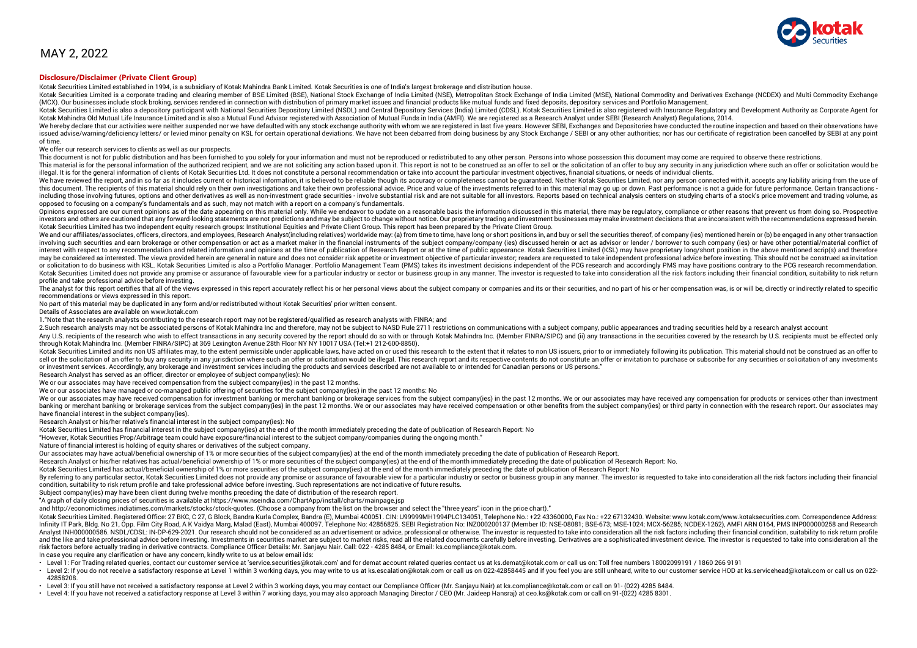MAY 2, 2022

### Disclosure/Disclaimer (Private Client Group)

Kotak Securities Limited established in 1994, is a subsidiary of Kotak Mahindra Bank Limited. Kotak Securities is one of India's largest brokerage and distribution house.

Kotak Securities Limited is a corporate trading and clearing member of BSE Limited (BSE), National Stock Exchange of India Limited (NSE), Metropolitan Stock Exchange of India Limited (MSE), National Commodity and Derivatives Exchange (NCDEX) and Multi Commodity Exchange (MCX). Our businesses include stock broking, services rendered in connection with distribution of primary market issues and financial products like mutual funds and fixed deposits, depository services and Portfolio Management.

Kotak Securities Limited is also a depository participant with National Securities Depository Limited (NSDL) and Central Depository Services (India) Limited (CDSL). Kotak Securities Limited is also registered with Insurance Regulatory and Development Authority as Corporate Agent for Kotak Mahindra Old Mutual Life Insurance Limited and is also a Mutual Fund Advisor registered with Association of Mutual Funds in India (AMFI). We are registered as a Research Analyst under SEBI (Research Analyst) Regulations, 2014.

We hereby declare that our activities were neither suspended nor we have defaulted with any stock exchange authority with whom we are registered in last five years. However SEBI, Exchanges and Depositories have conducted the routine inspection and based on their observations have issued advise/warning/deficiency letters/ or levied minor penalty on KSL for certain operational deviations. We have not been debarred from doing business by any Stock Exchange / SEBI or any other authorities; nor has our certificate of registration been cancelled by SEBI at any point of time.

We offer our research services to clients as well as our prospects.

This document is not for public distribution and has been furnished to you solely for your information and must not be reproduced or redistributed to any other person. Persons into whose possession this document may come are required to observe these restrictions.

This material is for the personal information of the authorized recipient, and we are not soliciting any action based upon it. This report is not to be construed as an offer to sell or the solicitation of an offer to buy any security in any jurisdiction where such an offer or solicitation would be illegal. It is for the general information of clients of Kotak Securities Ltd. It does not constitute a personal recommendation or take into account the particular investment objectives, financial situations, or needs of individual clients.

We have reviewed the report, and in so far as it includes current or historical information, it is believed to be reliable though its accuracy or completeness cannot be guaranteed. Neither Kotak Securities Limited, nor any person connected with it, accepts any liability arising from the use of this document. The recipients of this material should rely on their own investigations and take their own professional advice. Price and value of the investments referred to in this material may go up or down. Past performance is not a guide for future performance. Certain transactions - including those involving futures, options and other derivatives as well as non-investment grade securities - involve substantial risk and are not suitable for all investors. Reports based on technical analysis centers on studying charts of a stock's price movement and trading volume, as opposed to focusing on a company's fundamentals and as such, may not match with a report on a company's fundamentals.

Opinions expressed are our current opinions as of the date appearing on this material only. While we endeavor to update on a reasonable basis the information discussed in this material, there may be regulatory, compliance or other reasons that prevent us from doing so. Prospective investors and others are cautioned that any forward-looking statements are not predictions and may be subject to change without notice. Our proprietary trading and investment businesses may make investment decisions that are inconsistent with the recommendations expressed herein. Kotak Securities Limited has two independent equity research groups: Institutional Equities and Private Client Group. This report has been prepared by the Private Client Group.

We and our affiliates/associates, officers, directors, and employees, Research Analyst(including relatives) worldwide may: (a) from time to time, have long or short positions in, and buy or sell the securities thereof, of company (ies) mentioned herein or (b) be engaged in any other transaction involving such securities and earn brokerage or other compensation or act as a market maker in the financial instruments of the subject company/company (ies) discussed herein or act as advisor or lender / borrower to such company (ies) or have other potential/material conflict of interest with respect to any recommendation and related information and opinions at the time of publication of Research Report or at the time of public appearance. Kotak Securities Limited (KSL) may have proprietary long/short position in the above mentioned scrip(s) and therefore may be considered as interested. The views provided herein are general in nature and does not consider risk appetite or investment objective of particular investor; readers are requested to take independent professional advice before investing. This should not be construed as invitation or solicitation to do business with KSL. Kotak Securities Limited is also a Portfolio Manager. Portfolio Management Team (PMS) takes its investment decisions independent of the PCG research and accordingly PMS may have positions contrary to the PCG research recommendation. Kotak Securities Limited does not provide any promise or assurance of favourable view for a particular industry or sector or business group in any manner. The investor is requested to take into consideration all the risk factors including their financial condition, suitability to risk return profile and take professional advice before investing.

The analyst for this report certifies that all of the views expressed in this report accurately reflect his or her personal views about the subject company or companies and its or their securities, and no part of his or her compensation was, is or will be, directly or indirectly related to specific recommendations or views expressed in this report.

No part of this material may be duplicated in any form and/or redistributed without Kotak Securities' prior written consent.

Details of Associates are available on www.kotak.com

1."Note that the research analysts contributing to the research report may not be registered/qualified as research analysts with FINRA; and

2.Such research analysts may not be associated persons of Kotak Mahindra Inc and therefore, may not be subject to NASD Rule 2711 restrictions on communications with a subject company, public appearances and trading securities held by a research analyst account

Any U.S. recipients of the research who wish to effect transactions in any security covered by the report should do so with or through Kotak Mahindra Inc. (Member FINRA/SIPC) and (ii) any transactions in the securities covered by the research by U.S. recipients must be effected only through Kotak Mahindra Inc. (Member FINRA/SIPC) at 369 Lexington Avenue 28th Floor NY NY 10017 USA (Tel:+1 212-600-8850).

Kotak Securities Limited and its non US affiliates may, to the extent permissible under applicable laws, have acted on or used this research to the extent that it relates to non US issuers, prior to or immediately following its publication. This material should not be construed as an offer to sell or the solicitation of an offer to buy any security in any jurisdiction where such an offer or solicitation would be illegal. This research report and its respective contents do not constitute an offer or invitation to purchase or subscribe for any securities or solicitation of any investments or investment services. Accordingly, any brokerage and investment services including the products and services described are not available to or intended for Canadian persons or US persons."

Research Analyst has served as an officer, director or employee of subject company(ies): No

We or our associates may have received compensation from the subject company(ies) in the past 12 months.

We or our associates have managed or co-managed public offering of securities for the subject company(ies) in the past 12 months: No

We or our associates may have received compensation for investment banking or merchant banking or brokerage services from the subject company(ies) in the past 12 months. We or our associates may have received any compensation for products or services other than investment banking or merchant banking or brokerage services from the subject company(ies) in the past 12 months. We or our associates may have received compensation or other benefits from the subject company(ies) or third party in connection with the research report. Our associates may have financial interest in the subject company(ies).

Research Analyst or his/her relative's financial interest in the subject company(ies): No

Kotak Securities Limited has financial interest in the subject company(ies) at the end of the month immediately preceding the date of publication of Research Report: No

"However, Kotak Securities Prop/Arbitrage team could have exposure/financial interest to the subject company/companies during the ongoing month."

Nature of financial interest is holding of equity shares or derivatives of the subject company.

Our associates may have actual/beneficial ownership of 1% or more securities of the subject company(ies) at the end of the month immediately preceding the date of publication of Research Report.

Research Analyst or his/her relatives has actual/beneficial ownership of 1% or more securities of the subject company(ies) at the end of the month immediately preceding the date of publication of Research Report: No.

Kotak Securities Limited has actual/beneficial ownership of 1% or more securities of the subject company(ies) at the end of the month immediately preceding the date of publication of Research Report: No

By referring to any particular sector, Kotak Securities Limited does not provide any promise or assurance of favourable view for a particular industry or sector or business group in any manner. The investor is requested to take into consideration all the risk factors including their financial condition, suitability to risk return profile and take professional advice before investing. Such representations are not indicative of future results.

Subject company(ies) may have been client during twelve months preceding the date of distribution of the research report.

"A graph of daily closing prices of securities is available at https://www.nseindia.com/ChartApp/install/charts/mainpage.jsp

and http://economictimes.indiatimes.com/markets/stocks/stock-quotes. (Choose a company from the list on the browser and select the "three years" icon in the price chart)."

Kotak Securities Limited. Registered Office: 27 BKC, C 27, G Block, Bandra Kurla Complex, Bandra (E), Mumbai 400051. CIN: U99999MH1994PLC134051, Telephone No.: +22 43360000, Fax No.: +22 67132430. Website: www.kotak.com/www.kotaksecurities.com. Correspondence Address: Infinity IT Park, Bldg. No 21, Opp. Film City Road, A K Vaidya Marg, Malad (East), Mumbai 400097. Telephone No: 42856825. SEBI Registration No: INZ000200137 (Member ID: NSE-08081; BSE-673; MSE-1024; MCX-56285; NCDEX-1262), AMFI ARN 0164, PMS INP000000258 and Research Analyst INH000000586. NSDL/CDSL: IN-DP-629-2021. Our research should not be considered as an advertisement or advice, professional or otherwise. The investor is requested to take into consideration all the risk factors including their financial condition, suitability to risk return profile and the like and take professional advice before investing. Investments in securities market are subject to market risks, read all the related documents carefully before investing. Derivatives are a sophisticated investment device. The investor is requested to take into consideration all the risk factors before actually trading in derivative contracts. Compliance Officer Details: Mr. Sanjayu Nair. Call: 022 - 4285 8484, or Email: ks.compliance@kotak.com.

In case you require any clarification or have any concern, kindly write to us at below email ids:

- Level 1: For Trading related queries, contact our customer service at 'service.securities@kotak.com' and for demat account related queries contact us at ks.demat@kotak.com or call us on: Toll free numbers 18002099191 / 1860 266 9191
- Level 2: If you do not receive a satisfactory response at Level 1 within 3 working days, you may write to us at ks.escalation@kotak.com or call us on 022-42858445 and if you feel you are still unheard, write to our customer service HOD at ks.servicehead@kotak.com or call us on 022-42858208.
- Level 3: If you still have not received a satisfactory response at Level 2 within 3 working days, you may contact our Compliance Officer (Mr. Sanjayu Nair) at ks.compliance@kotak.com or call on 91- (022) 4285 8484.
- Level 4: If you have not received a satisfactory response at Level 3 within 7 working days, you may also approach Managing Director / CEO (Mr. Jaideep Hansraj) at ceo.ks@kotak.com or call on 91-(022) 4285 8301.